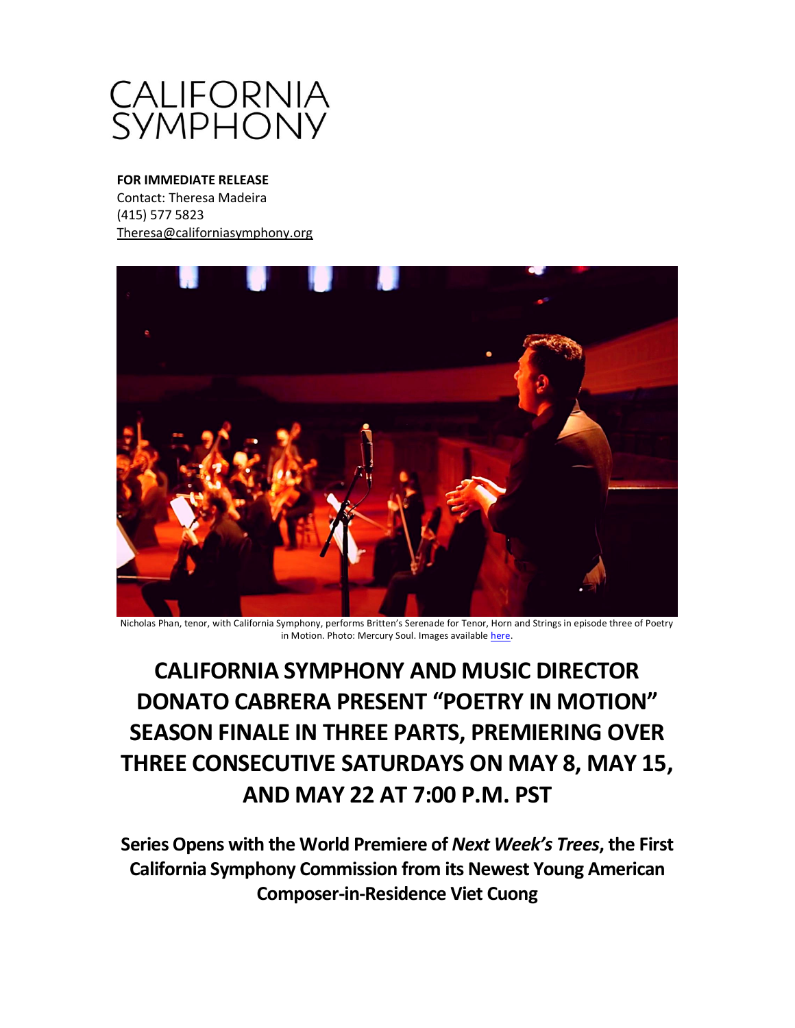CALIFORNIA SYMPHONY

**FOR IMMEDIATE RELEASE**
Contact: Theresa Madeira
(415) 577 5823
Theresa@californiasymphony.org

Nicholas Phan, tenor, with California Symphony, performs Britten's Serenade for Tenor, Horn and Strings in episode three of Poetry in Motion. Photo: Mercury Soul. Images available here.

# CALIFORNIA SYMPHONY AND MUSIC DIRECTOR DONATO CABRERA PRESENT "POETRY IN MOTION" SEASON FINALE IN THREE PARTS, PREMIERING OVER THREE CONSECUTIVE SATURDAYS ON MAY 8, MAY 15, AND MAY 22 AT 7:00 P.M. PST

## Series Opens with the World Premiere of *Next Week's Trees*, the First California Symphony Commission from its Newest Young American Composer-in-Residence Viet Cuong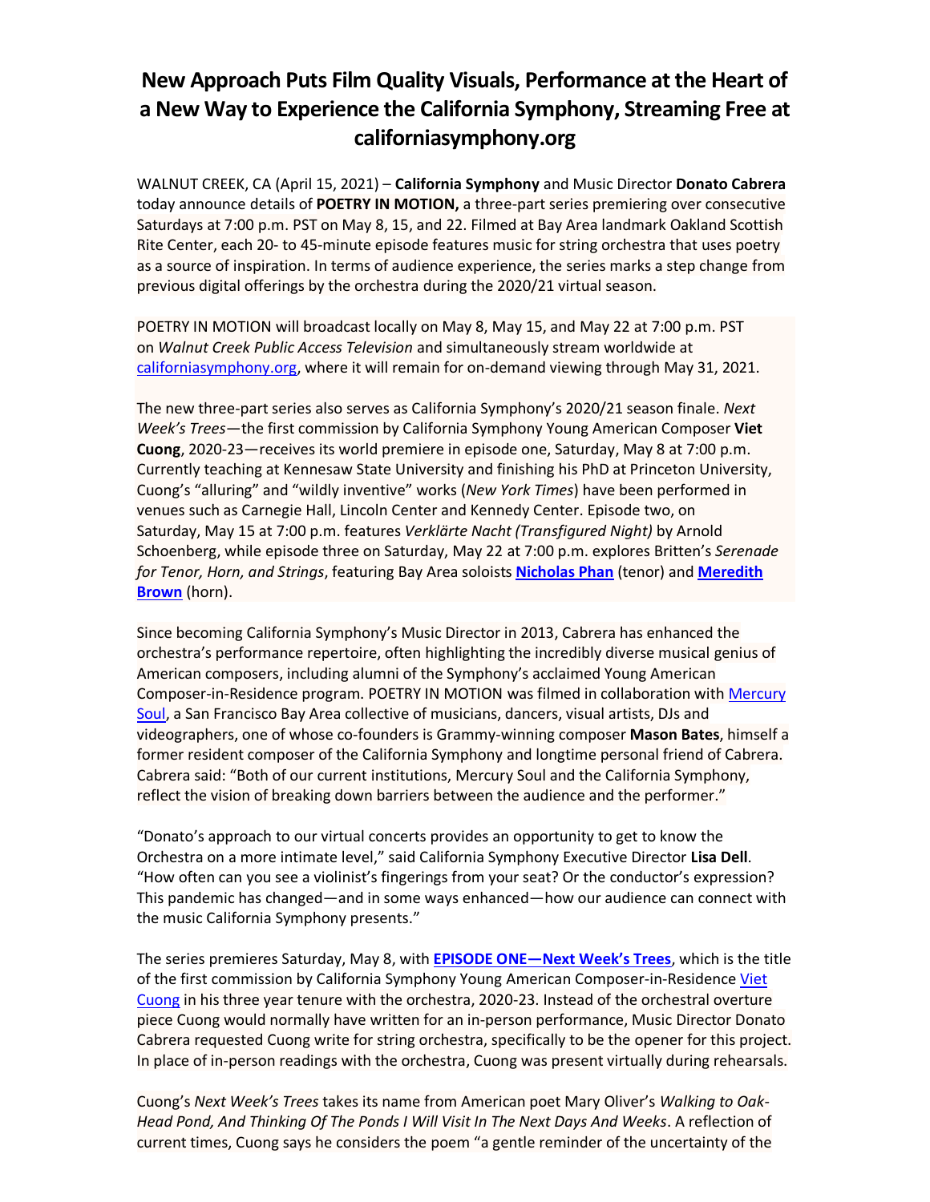# New Approach Puts Film Quality Visuals, Performance at the Heart of a New Way to Experience the California Symphony, Streaming Free at californiasymphony.org

WALNUT CREEK, CA (April 15, 2021) – **California Symphony** and Music Director **Donato Cabrera** today announce details of **POETRY IN MOTION,** a three-part series premiering over consecutive Saturdays at 7:00 p.m. PST on May 8, 15, and 22. Filmed at Bay Area landmark Oakland Scottish Rite Center, each 20- to 45-minute episode features music for string orchestra that uses poetry as a source of inspiration. In terms of audience experience, the series marks a step change from previous digital offerings by the orchestra during the 2020/21 virtual season.

POETRY IN MOTION will broadcast locally on May 8, May 15, and May 22 at 7:00 p.m. PST on *Walnut Creek Public Access Television* and simultaneously stream worldwide at californiasymphony.org, where it will remain for on-demand viewing through May 31, 2021.

The new three-part series also serves as California Symphony's 2020/21 season finale. *Next Week's Trees*—the first commission by California Symphony Young American Composer **Viet Cuong**, 2020-23—receives its world premiere in episode one, Saturday, May 8 at 7:00 p.m. Currently teaching at Kennesaw State University and finishing his PhD at Princeton University, Cuong's "alluring" and "wildly inventive" works (*New York Times*) have been performed in venues such as Carnegie Hall, Lincoln Center and Kennedy Center. Episode two, on Saturday, May 15 at 7:00 p.m. features *Verklärte Nacht (Transfigured Night)* by Arnold Schoenberg, while episode three on Saturday, May 22 at 7:00 p.m. explores Britten's *Serenade for Tenor, Horn, and Strings*, featuring Bay Area soloists **Nicholas Phan** (tenor) and **Meredith Brown** (horn).

Since becoming California Symphony's Music Director in 2013, Cabrera has enhanced the orchestra's performance repertoire, often highlighting the incredibly diverse musical genius of American composers, including alumni of the Symphony's acclaimed Young American Composer-in-Residence program. POETRY IN MOTION was filmed in collaboration with Mercury Soul, a San Francisco Bay Area collective of musicians, dancers, visual artists, DJs and videographers, one of whose co-founders is Grammy-winning composer **Mason Bates**, himself a former resident composer of the California Symphony and longtime personal friend of Cabrera. Cabrera said: "Both of our current institutions, Mercury Soul and the California Symphony, reflect the vision of breaking down barriers between the audience and the performer."

"Donato's approach to our virtual concerts provides an opportunity to get to know the Orchestra on a more intimate level," said California Symphony Executive Director **Lisa Dell**. "How often can you see a violinist's fingerings from your seat? Or the conductor's expression? This pandemic has changed—and in some ways enhanced—how our audience can connect with the music California Symphony presents."

The series premieres Saturday, May 8, with **EPISODE ONE—Next Week's Trees**, which is the title of the first commission by California Symphony Young American Composer-in-Residence Viet Cuong in his three year tenure with the orchestra, 2020-23. Instead of the orchestral overture piece Cuong would normally have written for an in-person performance, Music Director Donato Cabrera requested Cuong write for string orchestra, specifically to be the opener for this project. In place of in-person readings with the orchestra, Cuong was present virtually during rehearsals.

Cuong's *Next Week's Trees* takes its name from American poet Mary Oliver's *Walking to Oak-Head Pond, And Thinking Of The Ponds I Will Visit In The Next Days And Weeks*. A reflection of current times, Cuong says he considers the poem "a gentle reminder of the uncertainty of the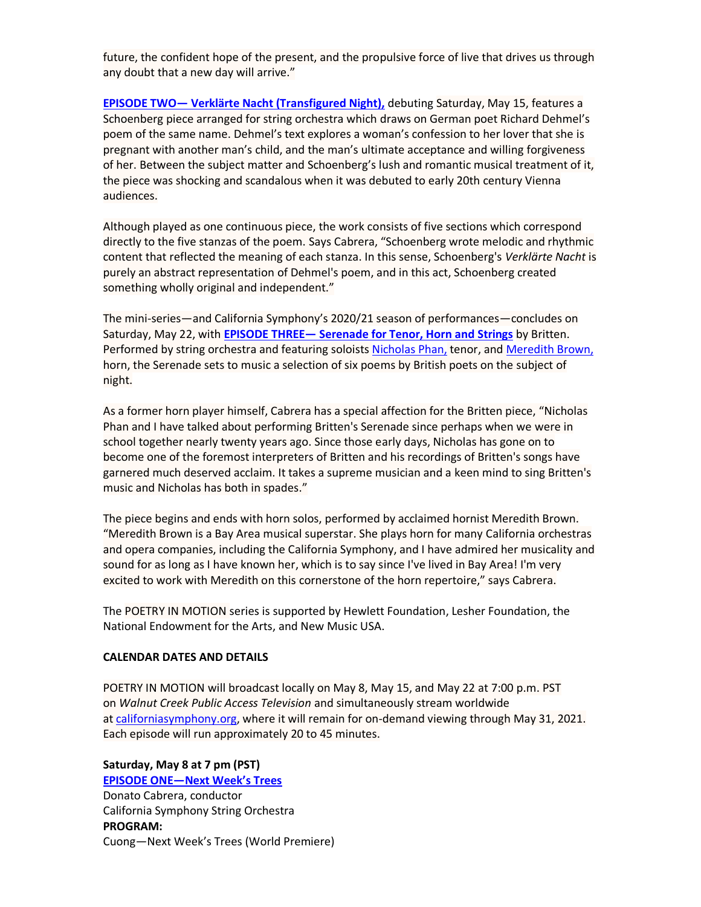future, the confident hope of the present, and the propulsive force of live that drives us through any doubt that a new day will arrive."

**EPISODE TWO— Verklärte Nacht (Transfigured Night),** debuting Saturday, May 15, features a Schoenberg piece arranged for string orchestra which draws on German poet Richard Dehmel's poem of the same name. Dehmel's text explores a woman's confession to her lover that she is pregnant with another man's child, and the man's ultimate acceptance and willing forgiveness of her. Between the subject matter and Schoenberg's lush and romantic musical treatment of it, the piece was shocking and scandalous when it was debuted to early 20th century Vienna audiences.

Although played as one continuous piece, the work consists of five sections which correspond directly to the five stanzas of the poem. Says Cabrera, "Schoenberg wrote melodic and rhythmic content that reflected the meaning of each stanza. In this sense, Schoenberg's *Verklärte Nacht* is purely an abstract representation of Dehmel's poem, and in this act, Schoenberg created something wholly original and independent."

The mini-series—and California Symphony's 2020/21 season of performances—concludes on Saturday, May 22, with **EPISODE THREE— Serenade for Tenor, Horn and Strings** by Britten. Performed by string orchestra and featuring soloists Nicholas Phan, tenor, and Meredith Brown, horn, the Serenade sets to music a selection of six poems by British poets on the subject of night.

As a former horn player himself, Cabrera has a special affection for the Britten piece, "Nicholas Phan and I have talked about performing Britten's Serenade since perhaps when we were in school together nearly twenty years ago. Since those early days, Nicholas has gone on to become one of the foremost interpreters of Britten and his recordings of Britten's songs have garnered much deserved acclaim. It takes a supreme musician and a keen mind to sing Britten's music and Nicholas has both in spades."

The piece begins and ends with horn solos, performed by acclaimed hornist Meredith Brown. "Meredith Brown is a Bay Area musical superstar. She plays horn for many California orchestras and opera companies, including the California Symphony, and I have admired her musicality and sound for as long as I have known her, which is to say since I've lived in Bay Area! I'm very excited to work with Meredith on this cornerstone of the horn repertoire," says Cabrera.

The POETRY IN MOTION series is supported by Hewlett Foundation, Lesher Foundation, the National Endowment for the Arts, and New Music USA.

**CALENDAR DATES AND DETAILS**

POETRY IN MOTION will broadcast locally on May 8, May 15, and May 22 at 7:00 p.m. PST on *Walnut Creek Public Access Television* and simultaneously stream worldwide at californiasymphony.org, where it will remain for on-demand viewing through May 31, 2021. Each episode will run approximately 20 to 45 minutes.

**Saturday, May 8 at 7 pm (PST)**
**EPISODE ONE—Next Week's Trees**
Donato Cabrera, conductor
California Symphony String Orchestra
**PROGRAM:**
Cuong—Next Week's Trees (World Premiere)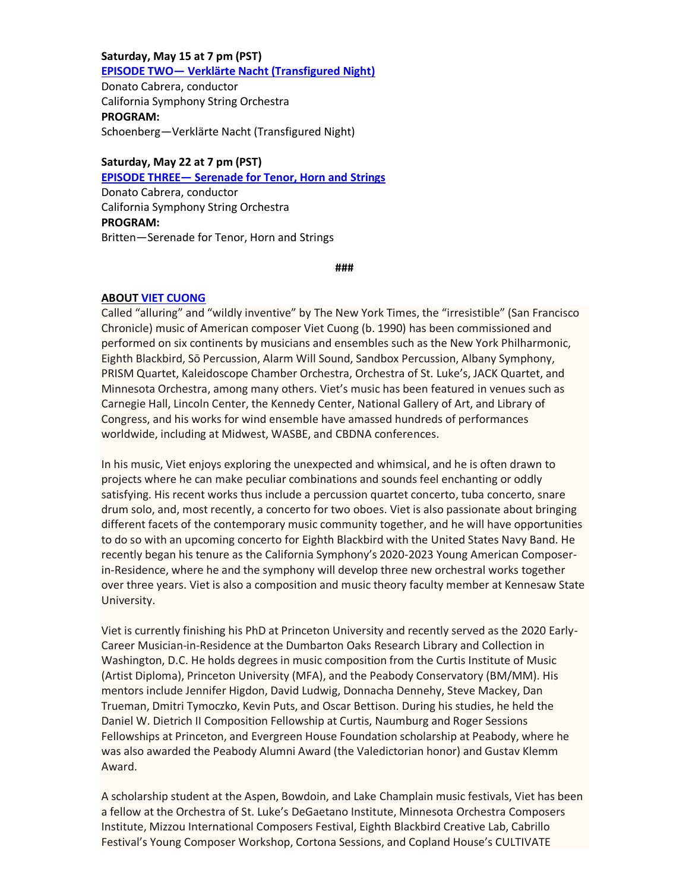**Saturday, May 15 at 7 pm (PST)**
**EPISODE TWO— Verklärte Nacht (Transfigured Night)**
Donato Cabrera, conductor
California Symphony String Orchestra
**PROGRAM:**
Schoenberg—Verklärte Nacht (Transfigured Night)

**Saturday, May 22 at 7 pm (PST)**
**EPISODE THREE— Serenade for Tenor, Horn and Strings**
Donato Cabrera, conductor
California Symphony String Orchestra
**PROGRAM:**
Britten—Serenade for Tenor, Horn and Strings

**###**

**ABOUT VIET CUONG**

Called "alluring" and "wildly inventive" by The New York Times, the "irresistible" (San Francisco Chronicle) music of American composer Viet Cuong (b. 1990) has been commissioned and performed on six continents by musicians and ensembles such as the New York Philharmonic, Eighth Blackbird, Sō Percussion, Alarm Will Sound, Sandbox Percussion, Albany Symphony, PRISM Quartet, Kaleidoscope Chamber Orchestra, Orchestra of St. Luke's, JACK Quartet, and Minnesota Orchestra, among many others. Viet's music has been featured in venues such as Carnegie Hall, Lincoln Center, the Kennedy Center, National Gallery of Art, and Library of Congress, and his works for wind ensemble have amassed hundreds of performances worldwide, including at Midwest, WASBE, and CBDNA conferences.

In his music, Viet enjoys exploring the unexpected and whimsical, and he is often drawn to projects where he can make peculiar combinations and sounds feel enchanting or oddly satisfying. His recent works thus include a percussion quartet concerto, tuba concerto, snare drum solo, and, most recently, a concerto for two oboes. Viet is also passionate about bringing different facets of the contemporary music community together, and he will have opportunities to do so with an upcoming concerto for Eighth Blackbird with the United States Navy Band. He recently began his tenure as the California Symphony's 2020-2023 Young American Composer-in-Residence, where he and the symphony will develop three new orchestral works together over three years. Viet is also a composition and music theory faculty member at Kennesaw State University.

Viet is currently finishing his PhD at Princeton University and recently served as the 2020 Early-Career Musician-in-Residence at the Dumbarton Oaks Research Library and Collection in Washington, D.C. He holds degrees in music composition from the Curtis Institute of Music (Artist Diploma), Princeton University (MFA), and the Peabody Conservatory (BM/MM). His mentors include Jennifer Higdon, David Ludwig, Donnacha Dennehy, Steve Mackey, Dan Trueman, Dmitri Tymoczko, Kevin Puts, and Oscar Bettison. During his studies, he held the Daniel W. Dietrich II Composition Fellowship at Curtis, Naumburg and Roger Sessions Fellowships at Princeton, and Evergreen House Foundation scholarship at Peabody, where he was also awarded the Peabody Alumni Award (the Valedictorian honor) and Gustav Klemm Award.

A scholarship student at the Aspen, Bowdoin, and Lake Champlain music festivals, Viet has been a fellow at the Orchestra of St. Luke's DeGaetano Institute, Minnesota Orchestra Composers Institute, Mizzou International Composers Festival, Eighth Blackbird Creative Lab, Cabrillo Festival's Young Composer Workshop, Cortona Sessions, and Copland House's CULTIVATE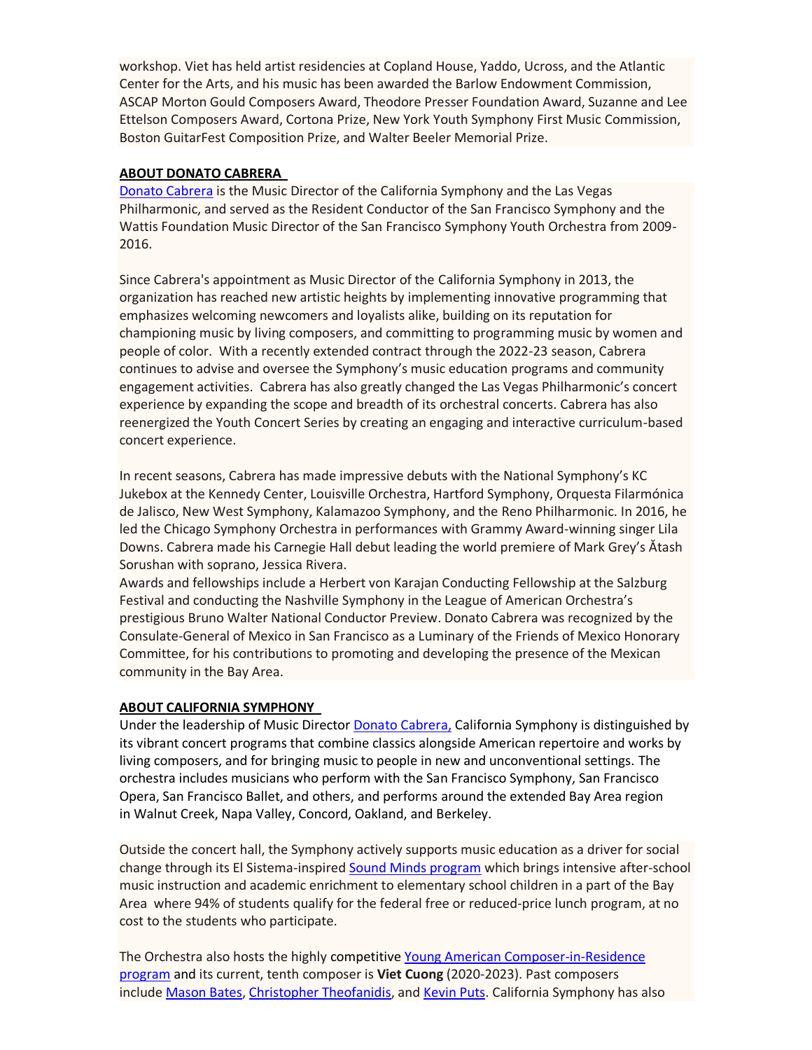workshop. Viet has held artist residencies at Copland House, Yaddo, Ucross, and the Atlantic Center for the Arts, and his music has been awarded the Barlow Endowment Commission, ASCAP Morton Gould Composers Award, Theodore Presser Foundation Award, Suzanne and Lee Ettelson Composers Award, Cortona Prize, New York Youth Symphony First Music Commission, Boston GuitarFest Composition Prize, and Walter Beeler Memorial Prize.

**ABOUT DONATO CABRERA**

Donato Cabrera is the Music Director of the California Symphony and the Las Vegas Philharmonic, and served as the Resident Conductor of the San Francisco Symphony and the Wattis Foundation Music Director of the San Francisco Symphony Youth Orchestra from 2009-2016.

Since Cabrera's appointment as Music Director of the California Symphony in 2013, the organization has reached new artistic heights by implementing innovative programming that emphasizes welcoming newcomers and loyalists alike, building on its reputation for championing music by living composers, and committing to programming music by women and people of color. With a recently extended contract through the 2022-23 season, Cabrera continues to advise and oversee the Symphony's music education programs and community engagement activities. Cabrera has also greatly changed the Las Vegas Philharmonic's concert experience by expanding the scope and breadth of its orchestral concerts. Cabrera has also reenergized the Youth Concert Series by creating an engaging and interactive curriculum-based concert experience.

In recent seasons, Cabrera has made impressive debuts with the National Symphony's KC Jukebox at the Kennedy Center, Louisville Orchestra, Hartford Symphony, Orquesta Filarmónica de Jalisco, New West Symphony, Kalamazoo Symphony, and the Reno Philharmonic. In 2016, he led the Chicago Symphony Orchestra in performances with Grammy Award-winning singer Lila Downs. Cabrera made his Carnegie Hall debut leading the world premiere of Mark Grey's Ătash Sorushan with soprano, Jessica Rivera.

Awards and fellowships include a Herbert von Karajan Conducting Fellowship at the Salzburg Festival and conducting the Nashville Symphony in the League of American Orchestra's prestigious Bruno Walter National Conductor Preview. Donato Cabrera was recognized by the Consulate-General of Mexico in San Francisco as a Luminary of the Friends of Mexico Honorary Committee, for his contributions to promoting and developing the presence of the Mexican community in the Bay Area.

**ABOUT CALIFORNIA SYMPHONY**

Under the leadership of Music Director Donato Cabrera, California Symphony is distinguished by its vibrant concert programs that combine classics alongside American repertoire and works by living composers, and for bringing music to people in new and unconventional settings. The orchestra includes musicians who perform with the San Francisco Symphony, San Francisco Opera, San Francisco Ballet, and others, and performs around the extended Bay Area region in Walnut Creek, Napa Valley, Concord, Oakland, and Berkeley.

Outside the concert hall, the Symphony actively supports music education as a driver for social change through its El Sistema-inspired Sound Minds program which brings intensive after-school music instruction and academic enrichment to elementary school children in a part of the Bay Area where 94% of students qualify for the federal free or reduced-price lunch program, at no cost to the students who participate.

The Orchestra also hosts the highly competitive Young American Composer-in-Residence program and its current, tenth composer is **Viet Cuong** (2020-2023). Past composers include Mason Bates, Christopher Theofanidis, and Kevin Puts. California Symphony has also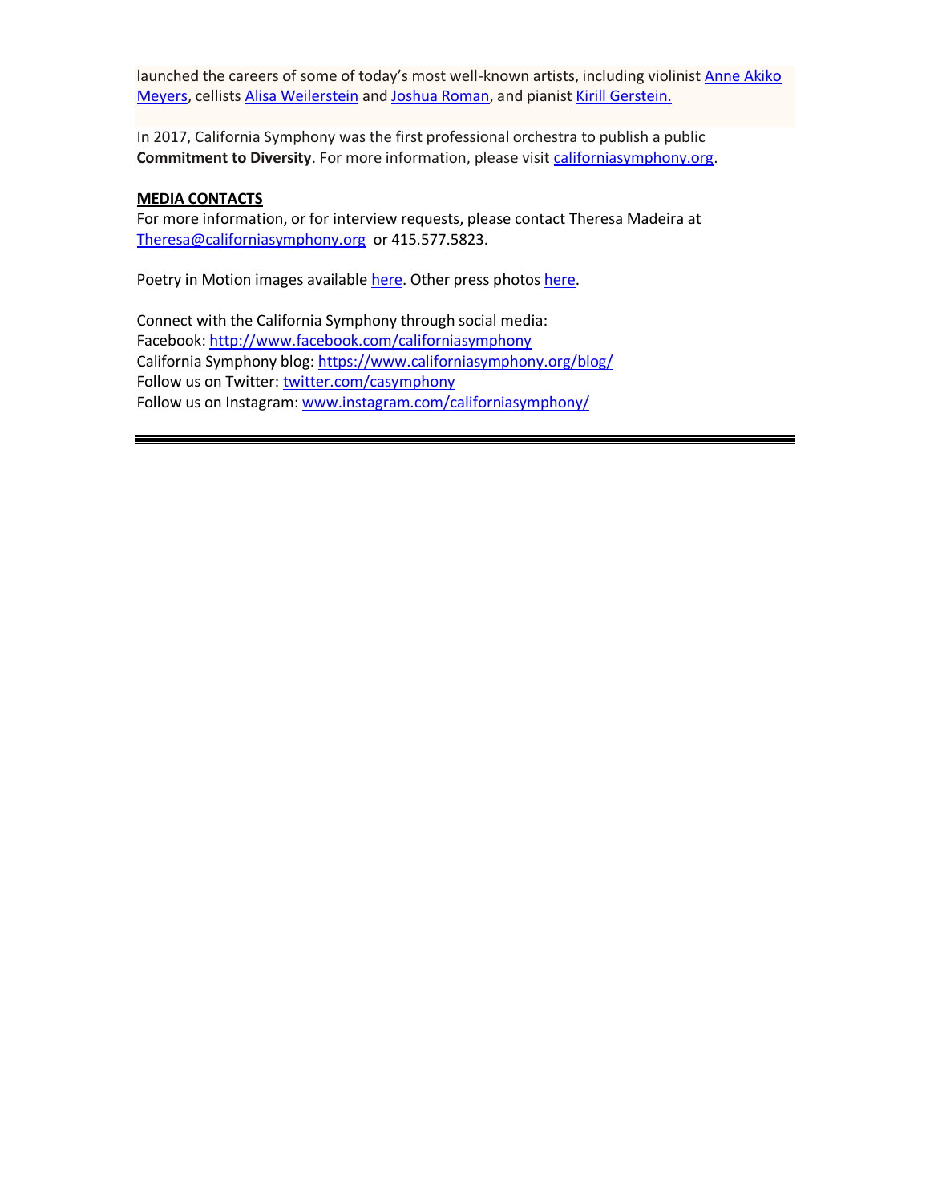launched the careers of some of today's most well-known artists, including violinist Anne Akiko Meyers, cellists Alisa Weilerstein and Joshua Roman, and pianist Kirill Gerstein.

In 2017, California Symphony was the first professional orchestra to publish a public **Commitment to Diversity**. For more information, please visit californiasymphony.org.

**MEDIA CONTACTS**

For more information, or for interview requests, please contact Theresa Madeira at Theresa@californiasymphony.org or 415.577.5823.

Poetry in Motion images available here. Other press photos here.

Connect with the California Symphony through social media:
Facebook: http://www.facebook.com/californiasymphony
California Symphony blog: https://www.californiasymphony.org/blog/
Follow us on Twitter: twitter.com/casymphony
Follow us on Instagram: www.instagram.com/californiasymphony/